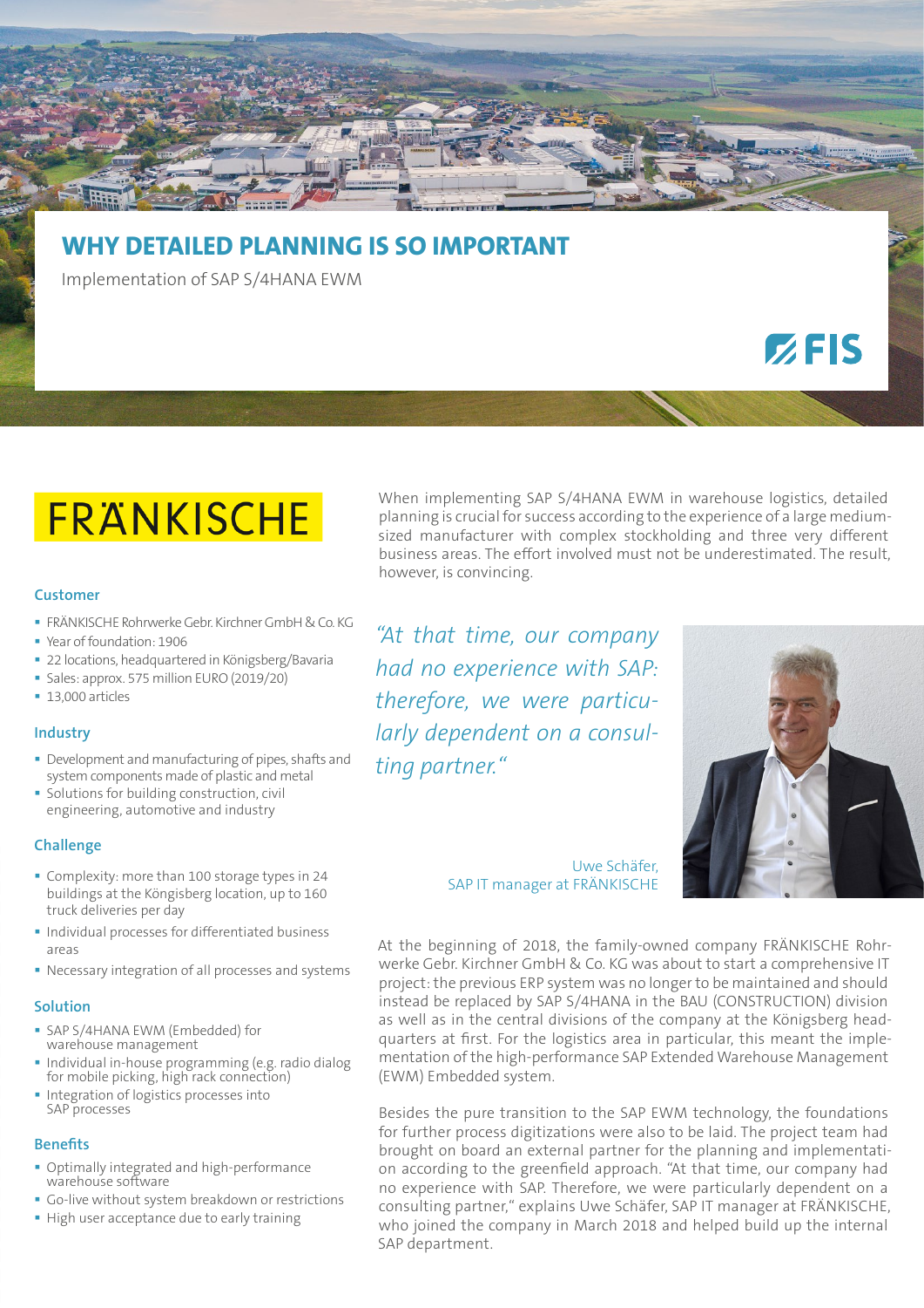# WHY DETAILED PLANNING IS SO IMPORTANT

Implementation of SAP S/4HANA EWM

FIS

FRÄNKISCHE

### Customer

- FRÄNKISCHE Rohrwerke Gebr. Kirchner GmbH & Co. KG
- Year of foundation: 1906
- 22 locations, headquartered in Königsberg/Bavaria
- Sales: approx. 575 million EURO (2019/20)
- 13,000 articles

### Industry

- Development and manufacturing of pipes, shafts and system components made of plastic and metal
- Solutions for building construction, civil engineering, automotive and industry

### Challenge

- Complexity: more than 100 storage types in 24 buildings at the Köngisberg location, up to 160 truck deliveries per day
- Individual processes for differentiated business areas
- Necessary integration of all processes and systems

### Solution

- SAP S/4HANA EWM (Embedded) for warehouse management
- Individual in-house programming (e.g. radio dialog for mobile picking, high rack connection)
- Integration of logistics processes into SAP processes

### Benefits

- Optimally integrated and high-performance warehouse software
- Go-live without system breakdown or restrictions
- High user acceptance due to early training

When implementing SAP S/4HANA EWM in warehouse logistics, detailed planning is crucial for success according to the experience of a large medium-sized manufacturer with complex stockholding and three very different business areas. The effort involved must not be underestimated. The result, however, is convincing.

*"At that time, our company had no experience with SAP: therefore, we were particularly dependent on a consulting partner."*

Uwe Schäfer,
SAP IT manager at FRÄNKISCHE

At the beginning of 2018, the family-owned company FRÄNKISCHE Rohrwerke Gebr. Kirchner GmbH & Co. KG was about to start a comprehensive IT project: the previous ERP system was no longer to be maintained and should instead be replaced by SAP S/4HANA in the BAU (CONSTRUCTION) division as well as in the central divisions of the company at the Königsberg headquarters at first. For the logistics area in particular, this meant the implementation of the high-performance SAP Extended Warehouse Management (EWM) Embedded system.

Besides the pure transition to the SAP EWM technology, the foundations for further process digitizations were also to be laid. The project team had brought on board an external partner for the planning and implementation according to the greenfield approach. "At that time, our company had no experience with SAP. Therefore, we were particularly dependent on a consulting partner," explains Uwe Schäfer, SAP IT manager at FRÄNKISCHE, who joined the company in March 2018 and helped build up the internal SAP department.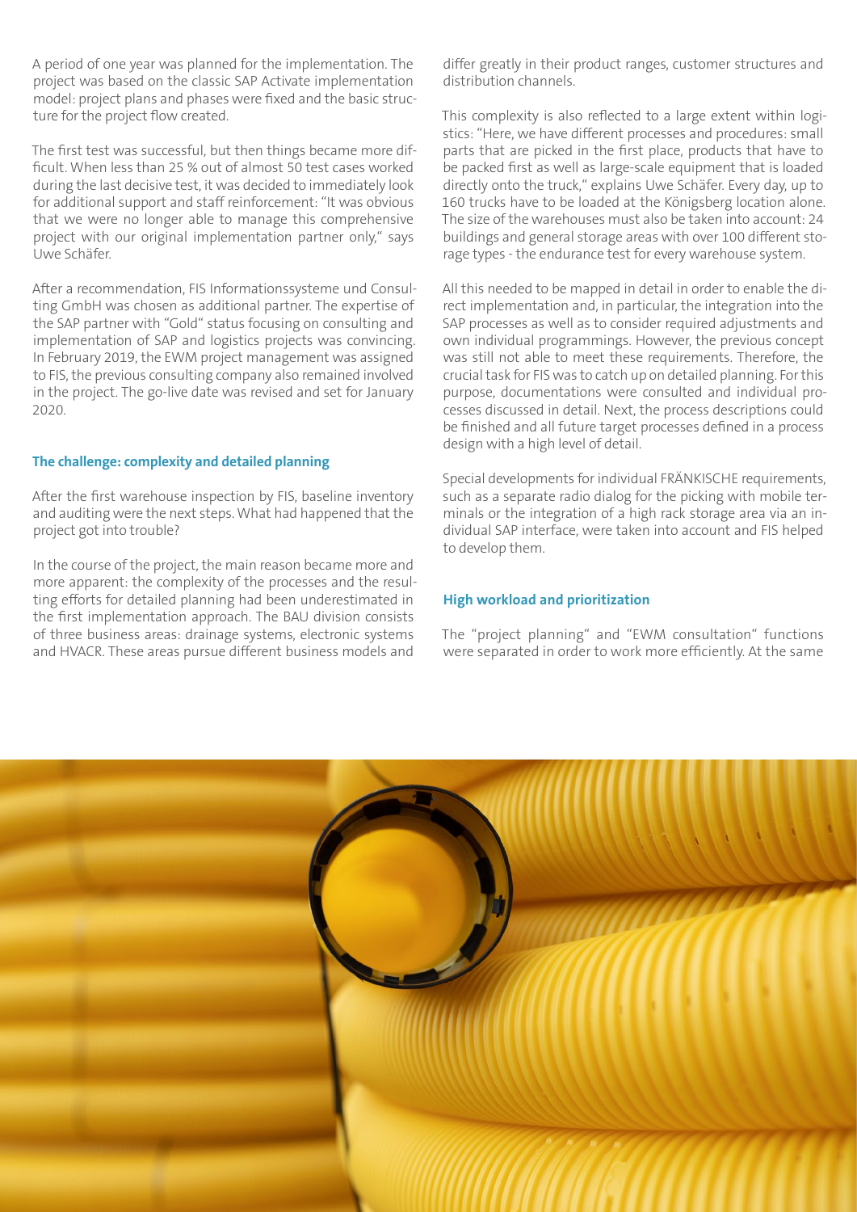A period of one year was planned for the implementation. The project was based on the classic SAP Activate implementation model: project plans and phases were fixed and the basic structure for the project flow created.

The first test was successful, but then things became more difficult. When less than 25 % out of almost 50 test cases worked during the last decisive test, it was decided to immediately look for additional support and staff reinforcement: "It was obvious that we were no longer able to manage this comprehensive project with our original implementation partner only," says Uwe Schäfer.

After a recommendation, FIS Informationssysteme und Consulting GmbH was chosen as additional partner. The expertise of the SAP partner with "Gold" status focusing on consulting and implementation of SAP and logistics projects was convincing. In February 2019, the EWM project management was assigned to FIS, the previous consulting company also remained involved in the project. The go-live date was revised and set for January 2020.

## The challenge: complexity and detailed planning

After the first warehouse inspection by FIS, baseline inventory and auditing were the next steps. What had happened that the project got into trouble?

In the course of the project, the main reason became more and more apparent: the complexity of the processes and the resulting efforts for detailed planning had been underestimated in the first implementation approach. The BAU division consists of three business areas: drainage systems, electronic systems and HVACR. These areas pursue different business models and differ greatly in their product ranges, customer structures and distribution channels.

This complexity is also reflected to a large extent within logistics: "Here, we have different processes and procedures: small parts that are picked in the first place, products that have to be packed first as well as large-scale equipment that is loaded directly onto the truck," explains Uwe Schäfer. Every day, up to 160 trucks have to be loaded at the Königsberg location alone. The size of the warehouses must also be taken into account: 24 buildings and general storage areas with over 100 different storage types - the endurance test for every warehouse system.

All this needed to be mapped in detail in order to enable the direct implementation and, in particular, the integration into the SAP processes as well as to consider required adjustments and own individual programmings. However, the previous concept was still not able to meet these requirements. Therefore, the crucial task for FIS was to catch up on detailed planning. For this purpose, documentations were consulted and individual processes discussed in detail. Next, the process descriptions could be finished and all future target processes defined in a process design with a high level of detail.

Special developments for individual FRÄNKISCHE requirements, such as a separate radio dialog for the picking with mobile terminals or the integration of a high rack storage area via an individual SAP interface, were taken into account and FIS helped to develop them.

## High workload and prioritization

The "project planning" and "EWM consultation" functions were separated in order to work more efficiently. At the same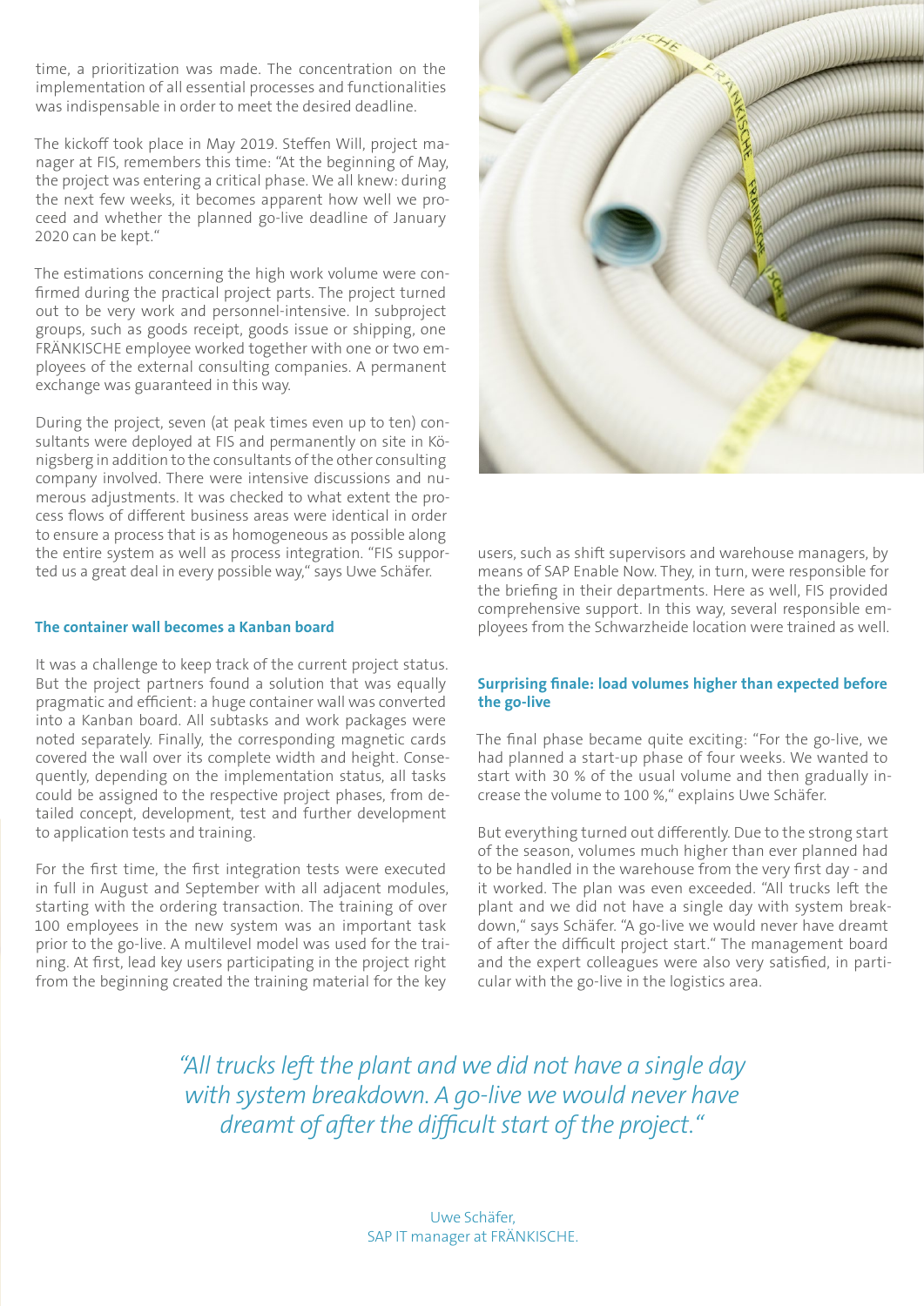time, a prioritization was made. The concentration on the implementation of all essential processes and functionalities was indispensable in order to meet the desired deadline.

The kickoff took place in May 2019. Steffen Will, project manager at FIS, remembers this time: "At the beginning of May, the project was entering a critical phase. We all knew: during the next few weeks, it becomes apparent how well we proceed and whether the planned go-live deadline of January 2020 can be kept."

The estimations concerning the high work volume were confirmed during the practical project parts. The project turned out to be very work and personnel-intensive. In subproject groups, such as goods receipt, goods issue or shipping, one FRÄNKISCHE employee worked together with one or two employees of the external consulting companies. A permanent exchange was guaranteed in this way.

During the project, seven (at peak times even up to ten) consultants were deployed at FIS and permanently on site in Königsberg in addition to the consultants of the other consulting company involved. There were intensive discussions and numerous adjustments. It was checked to what extent the process flows of different business areas were identical in order to ensure a process that is as homogeneous as possible along the entire system as well as process integration. "FIS supported us a great deal in every possible way," says Uwe Schäfer.

### The container wall becomes a Kanban board

It was a challenge to keep track of the current project status. But the project partners found a solution that was equally pragmatic and efficient: a huge container wall was converted into a Kanban board. All subtasks and work packages were noted separately. Finally, the corresponding magnetic cards covered the wall over its complete width and height. Consequently, depending on the implementation status, all tasks could be assigned to the respective project phases, from detailed concept, development, test and further development to application tests and training.

For the first time, the first integration tests were executed in full in August and September with all adjacent modules, starting with the ordering transaction. The training of over 100 employees in the new system was an important task prior to the go-live. A multilevel model was used for the training. At first, lead key users participating in the project right from the beginning created the training material for the key users, such as shift supervisors and warehouse managers, by means of SAP Enable Now. They, in turn, were responsible for the briefing in their departments. Here as well, FIS provided comprehensive support. In this way, several responsible employees from the Schwarzheide location were trained as well.

### Surprising finale: load volumes higher than expected before the go-live

The final phase became quite exciting: "For the go-live, we had planned a start-up phase of four weeks. We wanted to start with 30 % of the usual volume and then gradually increase the volume to 100 %," explains Uwe Schäfer.

But everything turned out differently. Due to the strong start of the season, volumes much higher than ever planned had to be handled in the warehouse from the very first day - and it worked. The plan was even exceeded. "All trucks left the plant and we did not have a single day with system breakdown," says Schäfer. "A go-live we would never have dreamt of after the difficult project start." The management board and the expert colleagues were also very satisfied, in particular with the go-live in the logistics area.

> *"All trucks left the plant and we did not have a single day with system breakdown. A go-live we would never have dreamt of after the difficult start of the project."*
>
> Uwe Schäfer,
> SAP IT manager at FRÄNKISCHE.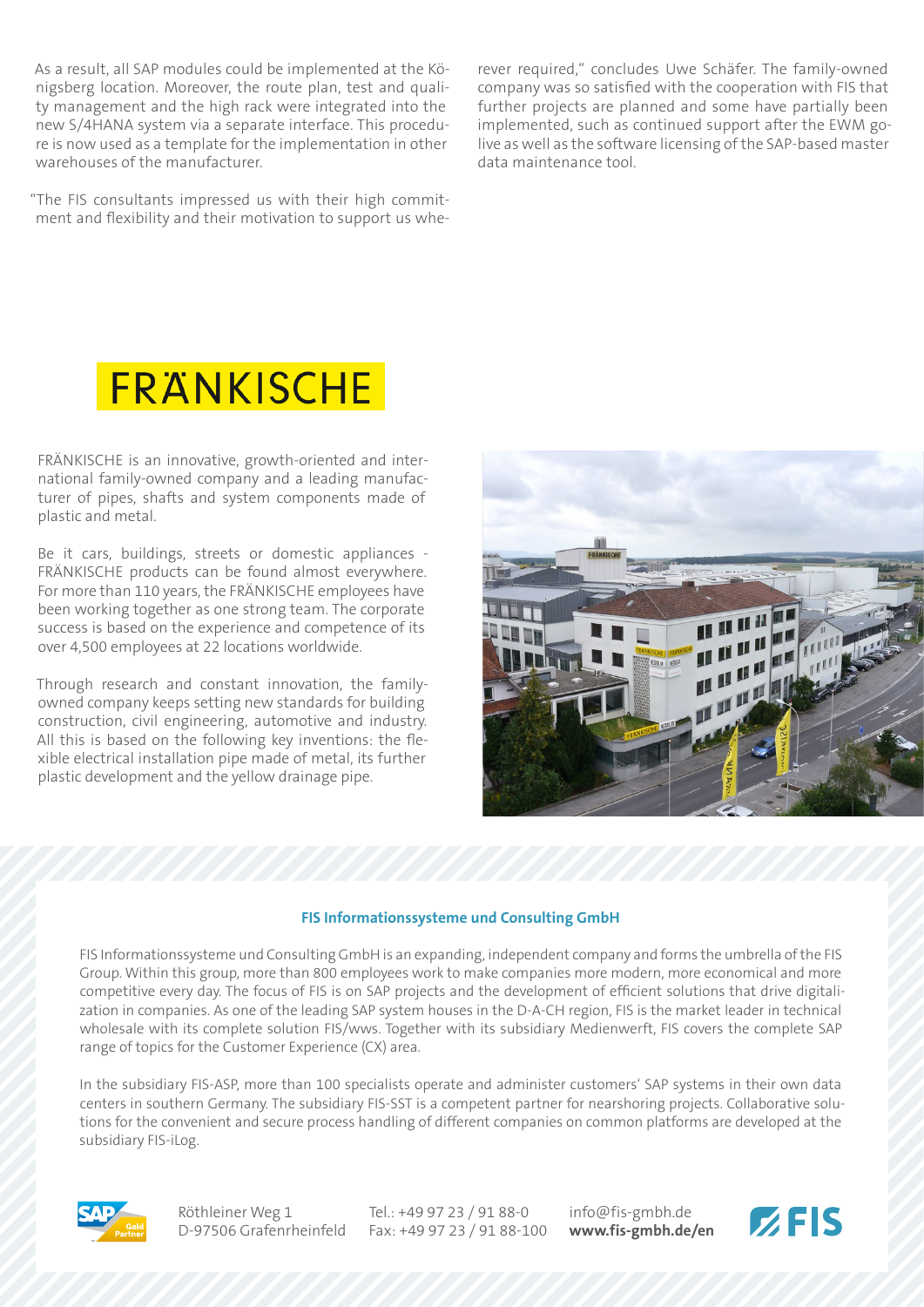As a result, all SAP modules could be implemented at the Königsberg location. Moreover, the route plan, test and quality management and the high rack were integrated into the new S/4HANA system via a separate interface. This procedure is now used as a template for the implementation in other warehouses of the manufacturer.

"The FIS consultants impressed us with their high commitment and flexibility and their motivation to support us wherever required," concludes Uwe Schäfer. The family-owned company was so satisfied with the cooperation with FIS that further projects are planned and some have partially been implemented, such as continued support after the EWM go-live as well as the software licensing of the SAP-based master data maintenance tool.

## FRÄNKISCHE

FRÄNKISCHE is an innovative, growth-oriented and international family-owned company and a leading manufacturer of pipes, shafts and system components made of plastic and metal.

Be it cars, buildings, streets or domestic appliances - FRÄNKISCHE products can be found almost everywhere. For more than 110 years, the FRÄNKISCHE employees have been working together as one strong team. The corporate success is based on the experience and competence of its over 4,500 employees at 22 locations worldwide.

Through research and constant innovation, the family-owned company keeps setting new standards for building construction, civil engineering, automotive and industry. All this is based on the following key inventions: the flexible electrical installation pipe made of metal, its further plastic development and the yellow drainage pipe.

### FIS Informationssysteme und Consulting GmbH

FIS Informationssysteme und Consulting GmbH is an expanding, independent company and forms the umbrella of the FIS Group. Within this group, more than 800 employees work to make companies more modern, more economical and more competitive every day. The focus of FIS is on SAP projects and the development of efficient solutions that drive digitalization in companies. As one of the leading SAP system houses in the D-A-CH region, FIS is the market leader in technical wholesale with its complete solution FIS/wws. Together with its subsidiary Medienwerft, FIS covers the complete SAP range of topics for the Customer Experience (CX) area.

In the subsidiary FIS-ASP, more than 100 specialists operate and administer customers' SAP systems in their own data centers in southern Germany. The subsidiary FIS-SST is a competent partner for nearshoring projects. Collaborative solutions for the convenient and secure process handling of different companies on common platforms are developed at the subsidiary FIS-iLog.

SAP Gold Partner

Röthleiner Weg 1
D-97506 Grafenrheinfeld

Tel.: +49 97 23 / 91 88-0
Fax: +49 97 23 / 91 88-100

info@fis-gmbh.de
**www.fis-gmbh.de/en**

FIS